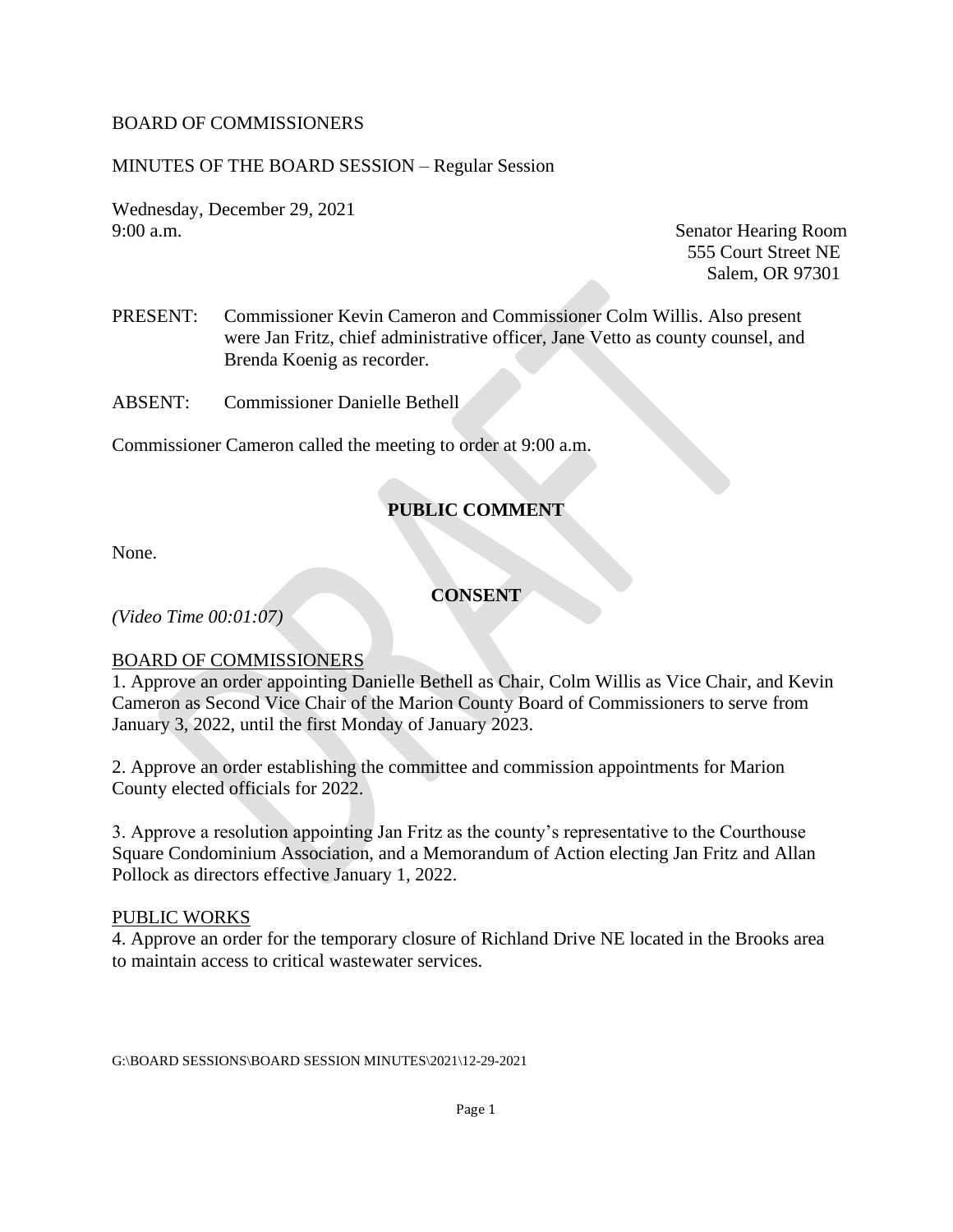BOARD OF COMMISSIONERS

MINUTES OF THE BOARD SESSION – Regular Session

Wednesday, December 29, 2021
9:00 a.m.

Senator Hearing Room
555 Court Street NE
Salem, OR 97301

PRESENT: Commissioner Kevin Cameron and Commissioner Colm Willis. Also present were Jan Fritz, chief administrative officer, Jane Vetto as county counsel, and Brenda Koenig as recorder.

ABSENT: Commissioner Danielle Bethell

Commissioner Cameron called the meeting to order at 9:00 a.m.

## PUBLIC COMMENT

None.

## CONSENT

*(Video Time 00:01:07)*

BOARD OF COMMISSIONERS

1. Approve an order appointing Danielle Bethell as Chair, Colm Willis as Vice Chair, and Kevin Cameron as Second Vice Chair of the Marion County Board of Commissioners to serve from January 3, 2022, until the first Monday of January 2023.

2. Approve an order establishing the committee and commission appointments for Marion County elected officials for 2022.

3. Approve a resolution appointing Jan Fritz as the county's representative to the Courthouse Square Condominium Association, and a Memorandum of Action electing Jan Fritz and Allan Pollock as directors effective January 1, 2022.

PUBLIC WORKS

4. Approve an order for the temporary closure of Richland Drive NE located in the Brooks area to maintain access to critical wastewater services.

G:\BOARD SESSIONS\BOARD SESSION MINUTES\2021\12-29-2021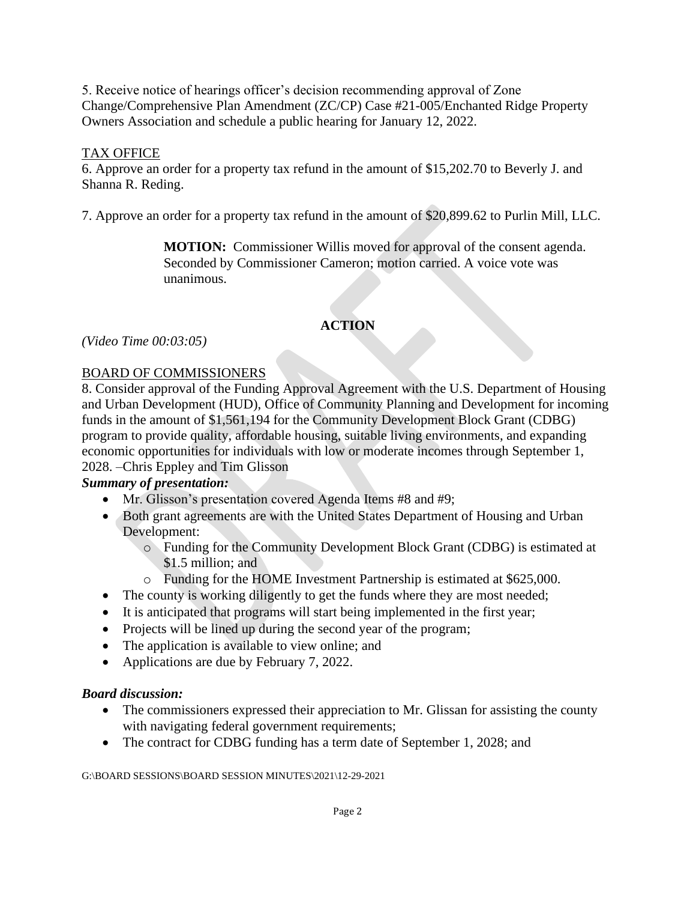5. Receive notice of hearings officer's decision recommending approval of Zone Change/Comprehensive Plan Amendment (ZC/CP) Case #21-005/Enchanted Ridge Property Owners Association and schedule a public hearing for January 12, 2022.

TAX OFFICE

6. Approve an order for a property tax refund in the amount of $15,202.70 to Beverly J. and Shanna R. Reding.

7. Approve an order for a property tax refund in the amount of $20,899.62 to Purlin Mill, LLC.

> **MOTION:** Commissioner Willis moved for approval of the consent agenda. Seconded by Commissioner Cameron; motion carried. A voice vote was unanimous.

## ACTION

*(Video Time 00:03:05)*

BOARD OF COMMISSIONERS

8. Consider approval of the Funding Approval Agreement with the U.S. Department of Housing and Urban Development (HUD), Office of Community Planning and Development for incoming funds in the amount of $1,561,194 for the Community Development Block Grant (CDBG) program to provide quality, affordable housing, suitable living environments, and expanding economic opportunities for individuals with low or moderate incomes through September 1, 2028. –Chris Eppley and Tim Glisson

***Summary of presentation:***

- Mr. Glisson's presentation covered Agenda Items #8 and #9;
- Both grant agreements are with the United States Department of Housing and Urban Development:
  - Funding for the Community Development Block Grant (CDBG) is estimated at $1.5 million; and
  - Funding for the HOME Investment Partnership is estimated at $625,000.
- The county is working diligently to get the funds where they are most needed;
- It is anticipated that programs will start being implemented in the first year;
- Projects will be lined up during the second year of the program;
- The application is available to view online; and
- Applications are due by February 7, 2022.

***Board discussion:***

- The commissioners expressed their appreciation to Mr. Glissan for assisting the county with navigating federal government requirements;
- The contract for CDBG funding has a term date of September 1, 2028; and

G:\BOARD SESSIONS\BOARD SESSION MINUTES\2021\12-29-2021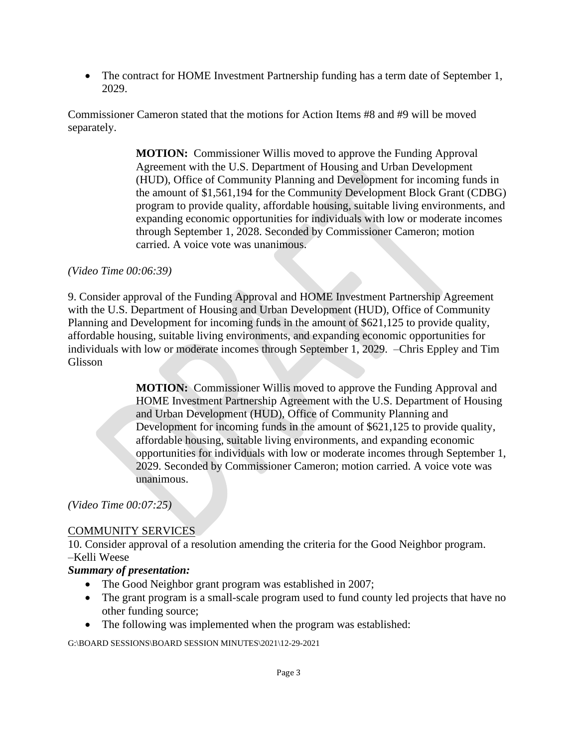- The contract for HOME Investment Partnership funding has a term date of September 1, 2029.

Commissioner Cameron stated that the motions for Action Items #8 and #9 will be moved separately.

> **MOTION:** Commissioner Willis moved to approve the Funding Approval Agreement with the U.S. Department of Housing and Urban Development (HUD), Office of Community Planning and Development for incoming funds in the amount of $1,561,194 for the Community Development Block Grant (CDBG) program to provide quality, affordable housing, suitable living environments, and expanding economic opportunities for individuals with low or moderate incomes through September 1, 2028. Seconded by Commissioner Cameron; motion carried. A voice vote was unanimous.

*(Video Time 00:06:39)*

9. Consider approval of the Funding Approval and HOME Investment Partnership Agreement with the U.S. Department of Housing and Urban Development (HUD), Office of Community Planning and Development for incoming funds in the amount of $621,125 to provide quality, affordable housing, suitable living environments, and expanding economic opportunities for individuals with low or moderate incomes through September 1, 2029. –Chris Eppley and Tim Glisson

> **MOTION:** Commissioner Willis moved to approve the Funding Approval and HOME Investment Partnership Agreement with the U.S. Department of Housing and Urban Development (HUD), Office of Community Planning and Development for incoming funds in the amount of $621,125 to provide quality, affordable housing, suitable living environments, and expanding economic opportunities for individuals with low or moderate incomes through September 1, 2029. Seconded by Commissioner Cameron; motion carried. A voice vote was unanimous.

*(Video Time 00:07:25)*

COMMUNITY SERVICES

10. Consider approval of a resolution amending the criteria for the Good Neighbor program. –Kelli Weese

***Summary of presentation:***

- The Good Neighbor grant program was established in 2007;
- The grant program is a small-scale program used to fund county led projects that have no other funding source;
- The following was implemented when the program was established:

G:\BOARD SESSIONS\BOARD SESSION MINUTES\2021\12-29-2021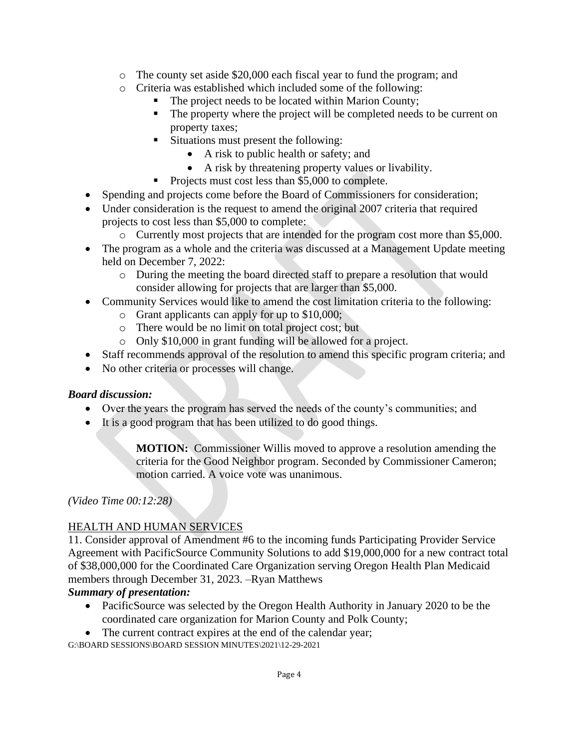- The county set aside $20,000 each fiscal year to fund the program; and
  - Criteria was established which included some of the following:
    - The project needs to be located within Marion County;
    - The property where the project will be completed needs to be current on property taxes;
    - Situations must present the following:
      - A risk to public health or safety; and
      - A risk by threatening property values or livability.
    - Projects must cost less than $5,000 to complete.
- Spending and projects come before the Board of Commissioners for consideration;
- Under consideration is the request to amend the original 2007 criteria that required projects to cost less than $5,000 to complete:
  - Currently most projects that are intended for the program cost more than $5,000.
- The program as a whole and the criteria was discussed at a Management Update meeting held on December 7, 2022:
  - During the meeting the board directed staff to prepare a resolution that would consider allowing for projects that are larger than $5,000.
- Community Services would like to amend the cost limitation criteria to the following:
  - Grant applicants can apply for up to $10,000;
  - There would be no limit on total project cost; but
  - Only $10,000 in grant funding will be allowed for a project.
- Staff recommends approval of the resolution to amend this specific program criteria; and
- No other criteria or processes will change.

***Board discussion:***

- Over the years the program has served the needs of the county's communities; and
- It is a good program that has been utilized to do good things.

> **MOTION:** Commissioner Willis moved to approve a resolution amending the criteria for the Good Neighbor program. Seconded by Commissioner Cameron; motion carried. A voice vote was unanimous.

*(Video Time 00:12:28)*

HEALTH AND HUMAN SERVICES

11. Consider approval of Amendment #6 to the incoming funds Participating Provider Service Agreement with PacificSource Community Solutions to add $19,000,000 for a new contract total of $38,000,000 for the Coordinated Care Organization serving Oregon Health Plan Medicaid members through December 31, 2023. –Ryan Matthews

***Summary of presentation:***

- PacificSource was selected by the Oregon Health Authority in January 2020 to be the coordinated care organization for Marion County and Polk County;
- The current contract expires at the end of the calendar year;

G:\BOARD SESSIONS\BOARD SESSION MINUTES\2021\12-29-2021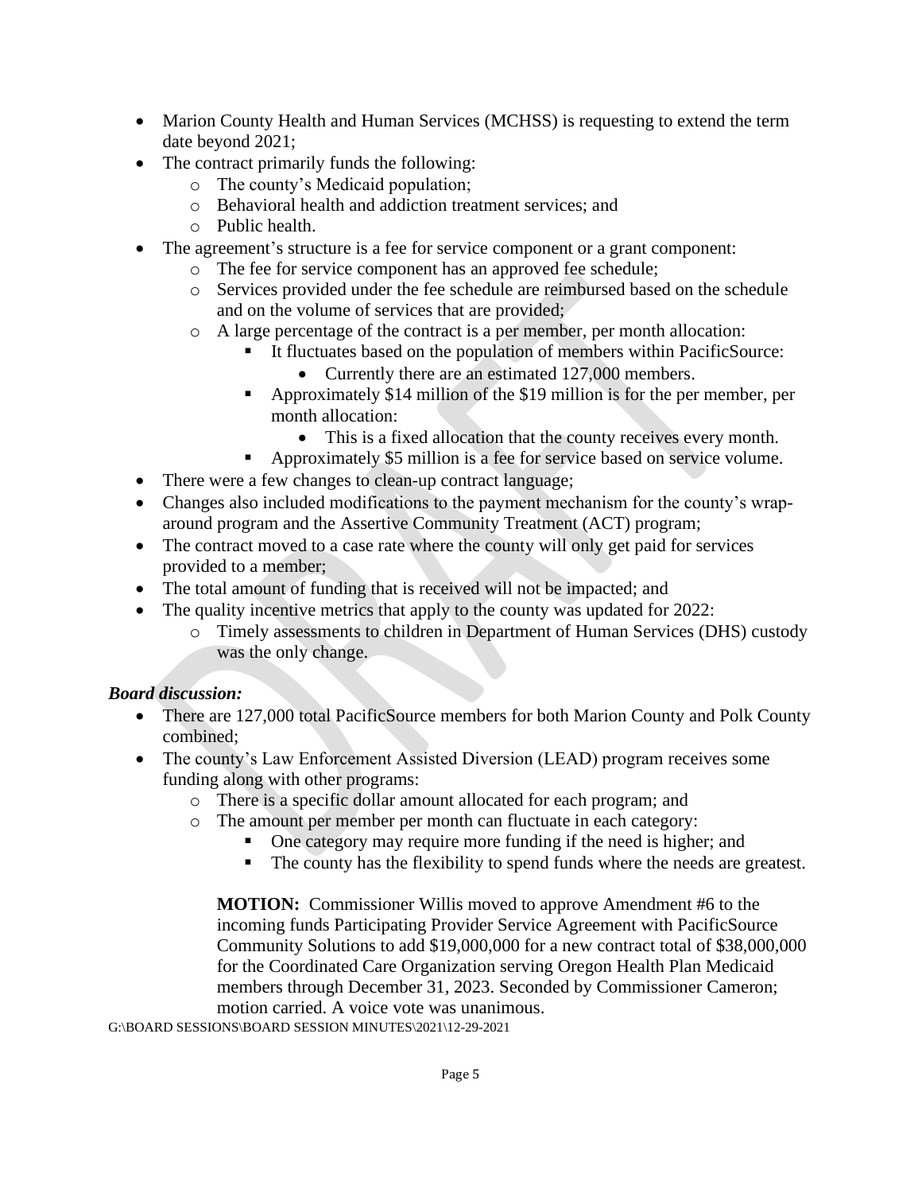- Marion County Health and Human Services (MCHSS) is requesting to extend the term date beyond 2021;
- The contract primarily funds the following:
  - The county's Medicaid population;
  - Behavioral health and addiction treatment services; and
  - Public health.
- The agreement's structure is a fee for service component or a grant component:
  - The fee for service component has an approved fee schedule;
  - Services provided under the fee schedule are reimbursed based on the schedule and on the volume of services that are provided;
  - A large percentage of the contract is a per member, per month allocation:
    - It fluctuates based on the population of members within PacificSource:
      - Currently there are an estimated 127,000 members.
    - Approximately $14 million of the $19 million is for the per member, per month allocation:
      - This is a fixed allocation that the county receives every month.
    - Approximately $5 million is a fee for service based on service volume.
- There were a few changes to clean-up contract language;
- Changes also included modifications to the payment mechanism for the county's wrap-around program and the Assertive Community Treatment (ACT) program;
- The contract moved to a case rate where the county will only get paid for services provided to a member;
- The total amount of funding that is received will not be impacted; and
- The quality incentive metrics that apply to the county was updated for 2022:
  - Timely assessments to children in Department of Human Services (DHS) custody was the only change.

***Board discussion:***

- There are 127,000 total PacificSource members for both Marion County and Polk County combined;
- The county's Law Enforcement Assisted Diversion (LEAD) program receives some funding along with other programs:
  - There is a specific dollar amount allocated for each program; and
  - The amount per member per month can fluctuate in each category:
    - One category may require more funding if the need is higher; and
    - The county has the flexibility to spend funds where the needs are greatest.

**MOTION:** Commissioner Willis moved to approve Amendment #6 to the incoming funds Participating Provider Service Agreement with PacificSource Community Solutions to add $19,000,000 for a new contract total of $38,000,000 for the Coordinated Care Organization serving Oregon Health Plan Medicaid members through December 31, 2023. Seconded by Commissioner Cameron; motion carried. A voice vote was unanimous.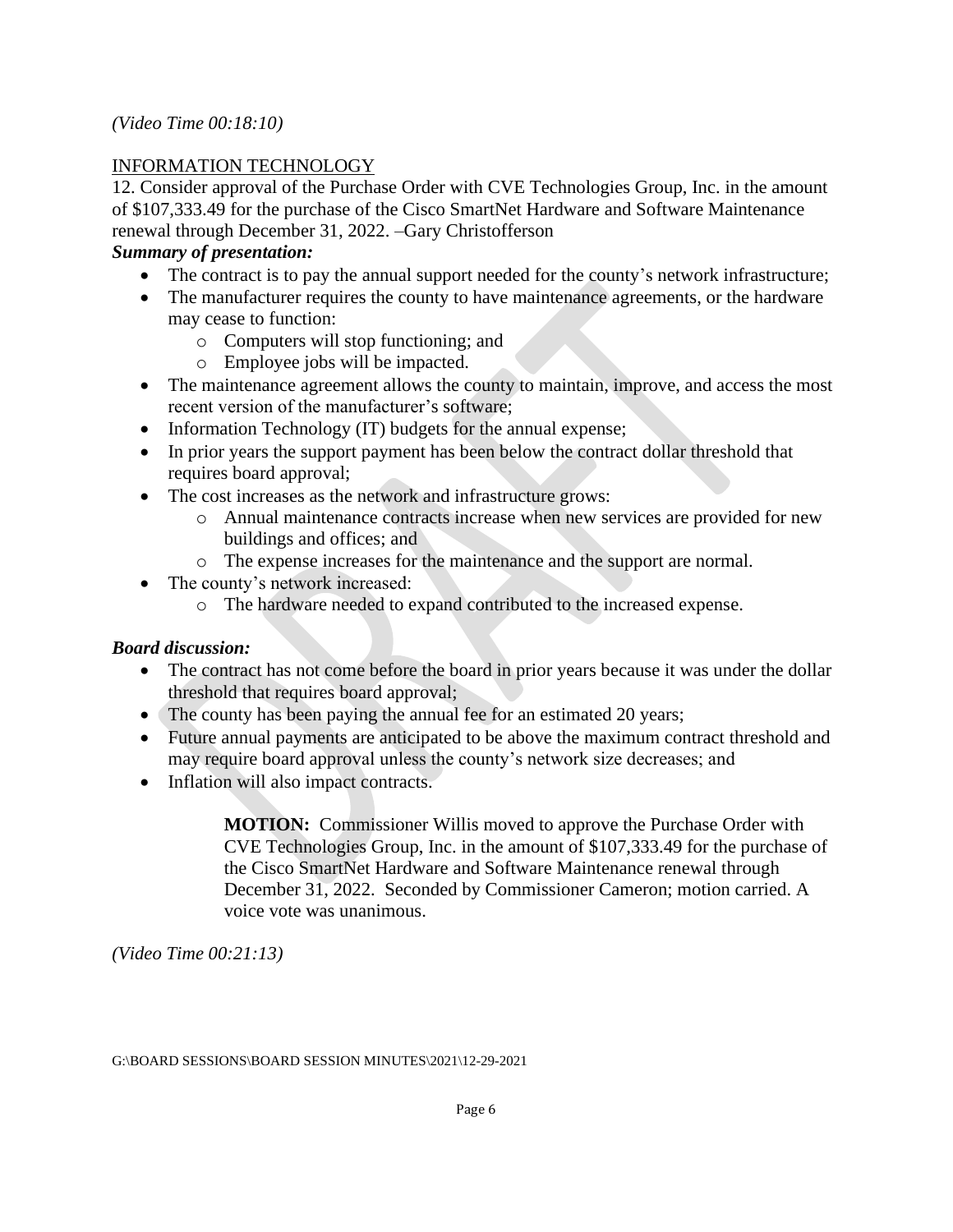*(Video Time 00:18:10)*

INFORMATION TECHNOLOGY

12. Consider approval of the Purchase Order with CVE Technologies Group, Inc. in the amount of $107,333.49 for the purchase of the Cisco SmartNet Hardware and Software Maintenance renewal through December 31, 2022. –Gary Christofferson

***Summary of presentation:***

- The contract is to pay the annual support needed for the county's network infrastructure;
- The manufacturer requires the county to have maintenance agreements, or the hardware may cease to function:
  - Computers will stop functioning; and
  - Employee jobs will be impacted.
- The maintenance agreement allows the county to maintain, improve, and access the most recent version of the manufacturer's software;
- Information Technology (IT) budgets for the annual expense;
- In prior years the support payment has been below the contract dollar threshold that requires board approval;
- The cost increases as the network and infrastructure grows:
  - Annual maintenance contracts increase when new services are provided for new buildings and offices; and
  - The expense increases for the maintenance and the support are normal.
- The county's network increased:
  - The hardware needed to expand contributed to the increased expense.

***Board discussion:***

- The contract has not come before the board in prior years because it was under the dollar threshold that requires board approval;
- The county has been paying the annual fee for an estimated 20 years;
- Future annual payments are anticipated to be above the maximum contract threshold and may require board approval unless the county's network size decreases; and
- Inflation will also impact contracts.

> **MOTION:** Commissioner Willis moved to approve the Purchase Order with CVE Technologies Group, Inc. in the amount of $107,333.49 for the purchase of the Cisco SmartNet Hardware and Software Maintenance renewal through December 31, 2022. Seconded by Commissioner Cameron; motion carried. A voice vote was unanimous.

*(Video Time 00:21:13)*

G:\BOARD SESSIONS\BOARD SESSION MINUTES\2021\12-29-2021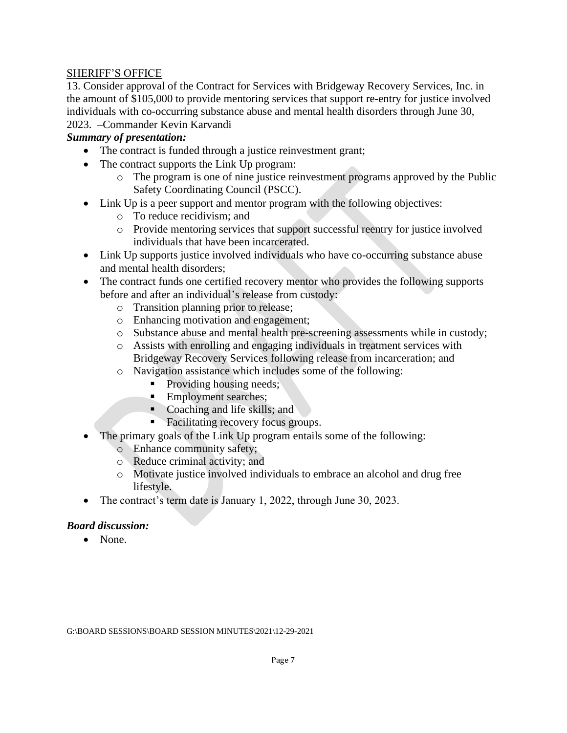<u>SHERIFF'S OFFICE</u>

13. Consider approval of the Contract for Services with Bridgeway Recovery Services, Inc. in the amount of $105,000 to provide mentoring services that support re-entry for justice involved individuals with co-occurring substance abuse and mental health disorders through June 30, 2023. –Commander Kevin Karvandi

***Summary of presentation:***

- The contract is funded through a justice reinvestment grant;
- The contract supports the Link Up program:
  - The program is one of nine justice reinvestment programs approved by the Public Safety Coordinating Council (PSCC).
- Link Up is a peer support and mentor program with the following objectives:
  - To reduce recidivism; and
  - Provide mentoring services that support successful reentry for justice involved individuals that have been incarcerated.
- Link Up supports justice involved individuals who have co-occurring substance abuse and mental health disorders;
- The contract funds one certified recovery mentor who provides the following supports before and after an individual's release from custody:
  - Transition planning prior to release;
  - Enhancing motivation and engagement;
  - Substance abuse and mental health pre-screening assessments while in custody;
  - Assists with enrolling and engaging individuals in treatment services with Bridgeway Recovery Services following release from incarceration; and
  - Navigation assistance which includes some of the following:
    - Providing housing needs;
    - Employment searches;
    - Coaching and life skills; and
    - Facilitating recovery focus groups.
- The primary goals of the Link Up program entails some of the following:
  - Enhance community safety;
  - Reduce criminal activity; and
  - Motivate justice involved individuals to embrace an alcohol and drug free lifestyle.
- The contract's term date is January 1, 2022, through June 30, 2023.

***Board discussion:***

- None.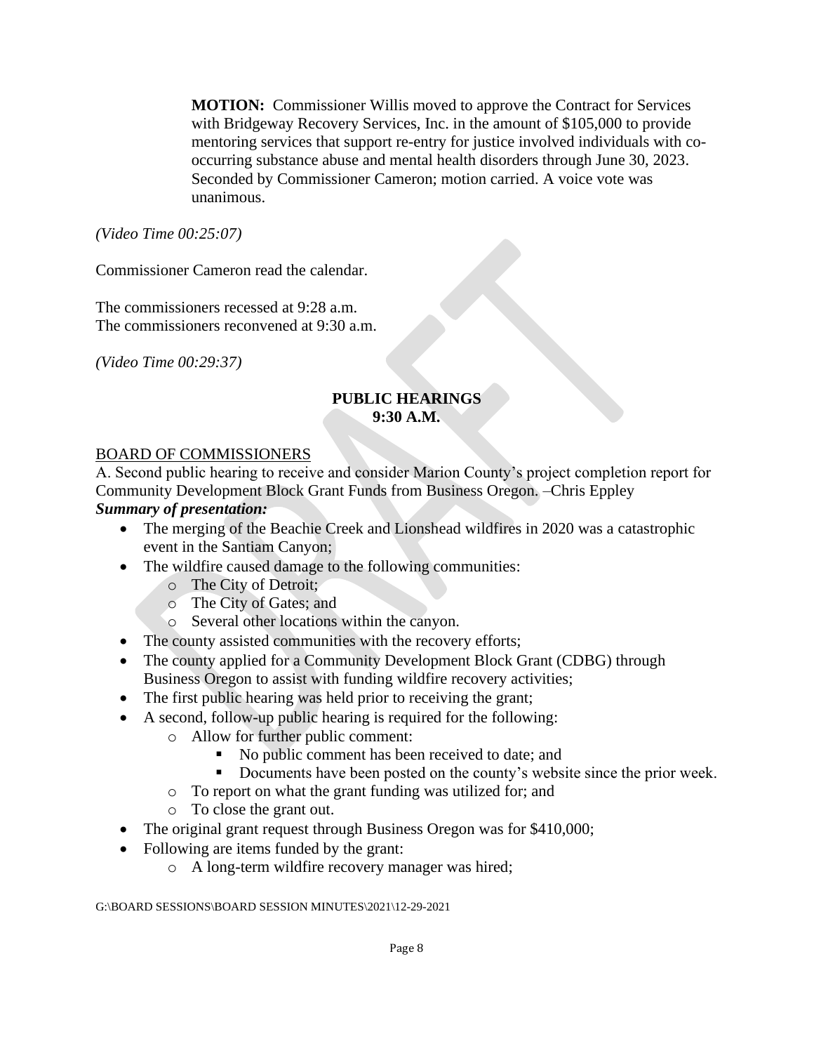**MOTION:** Commissioner Willis moved to approve the Contract for Services with Bridgeway Recovery Services, Inc. in the amount of $105,000 to provide mentoring services that support re-entry for justice involved individuals with co-occurring substance abuse and mental health disorders through June 30, 2023. Seconded by Commissioner Cameron; motion carried. A voice vote was unanimous.

*(Video Time 00:25:07)*

Commissioner Cameron read the calendar.

The commissioners recessed at 9:28 a.m.
The commissioners reconvened at 9:30 a.m.

*(Video Time 00:29:37)*

**PUBLIC HEARINGS**
**9:30 A.M.**

BOARD OF COMMISSIONERS

A. Second public hearing to receive and consider Marion County's project completion report for Community Development Block Grant Funds from Business Oregon. –Chris Eppley

***Summary of presentation:***

- The merging of the Beachie Creek and Lionshead wildfires in 2020 was a catastrophic event in the Santiam Canyon;
- The wildfire caused damage to the following communities:
  - The City of Detroit;
  - The City of Gates; and
  - Several other locations within the canyon.
- The county assisted communities with the recovery efforts;
- The county applied for a Community Development Block Grant (CDBG) through Business Oregon to assist with funding wildfire recovery activities;
- The first public hearing was held prior to receiving the grant;
- A second, follow-up public hearing is required for the following:
  - Allow for further public comment:
    - No public comment has been received to date; and
    - Documents have been posted on the county's website since the prior week.
  - To report on what the grant funding was utilized for; and
  - To close the grant out.
- The original grant request through Business Oregon was for $410,000;
- Following are items funded by the grant:
  - A long-term wildfire recovery manager was hired;

G:\BOARD SESSIONS\BOARD SESSION MINUTES\2021\12-29-2021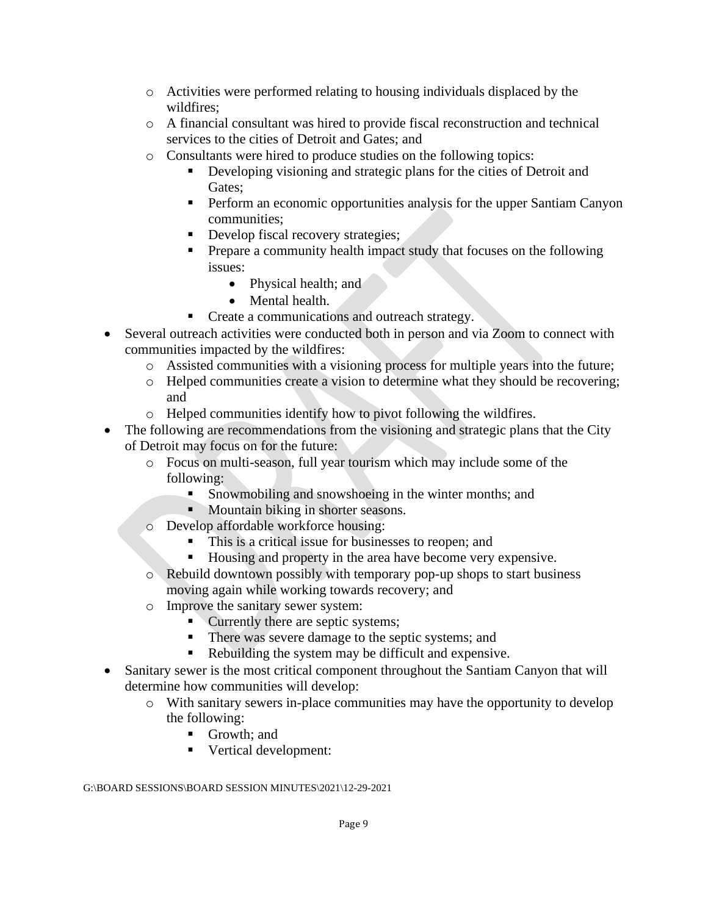- Activities were performed relating to housing individuals displaced by the wildfires;
    - A financial consultant was hired to provide fiscal reconstruction and technical services to the cities of Detroit and Gates; and
    - Consultants were hired to produce studies on the following topics:
        - Developing visioning and strategic plans for the cities of Detroit and Gates;
        - Perform an economic opportunities analysis for the upper Santiam Canyon communities;
        - Develop fiscal recovery strategies;
        - Prepare a community health impact study that focuses on the following issues:
            - Physical health; and
            - Mental health.
        - Create a communications and outreach strategy.
- Several outreach activities were conducted both in person and via Zoom to connect with communities impacted by the wildfires:
    - Assisted communities with a visioning process for multiple years into the future;
    - Helped communities create a vision to determine what they should be recovering; and
    - Helped communities identify how to pivot following the wildfires.
- The following are recommendations from the visioning and strategic plans that the City of Detroit may focus on for the future:
    - Focus on multi-season, full year tourism which may include some of the following:
        - Snowmobiling and snowshoeing in the winter months; and
        - Mountain biking in shorter seasons.
    - Develop affordable workforce housing:
        - This is a critical issue for businesses to reopen; and
        - Housing and property in the area have become very expensive.
    - Rebuild downtown possibly with temporary pop-up shops to start business moving again while working towards recovery; and
    - Improve the sanitary sewer system:
        - Currently there are septic systems;
        - There was severe damage to the septic systems; and
        - Rebuilding the system may be difficult and expensive.
- Sanitary sewer is the most critical component throughout the Santiam Canyon that will determine how communities will develop:
    - With sanitary sewers in-place communities may have the opportunity to develop the following:
        - Growth; and
        - Vertical development:

G:\BOARD SESSIONS\BOARD SESSION MINUTES\2021\12-29-2021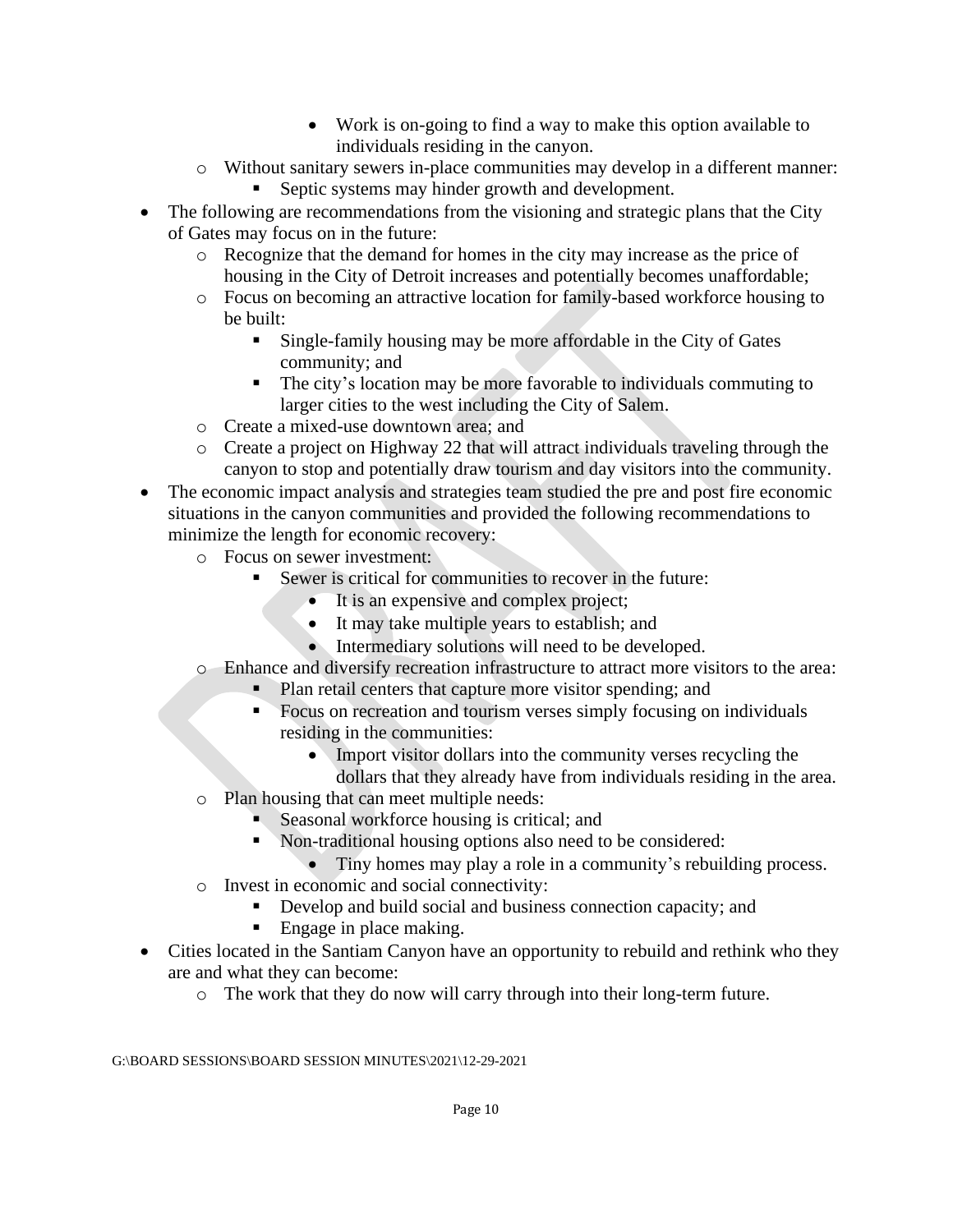- Work is on-going to find a way to make this option available to individuals residing in the canyon.
  - Without sanitary sewers in-place communities may develop in a different manner:
    - Septic systems may hinder growth and development.
- The following are recommendations from the visioning and strategic plans that the City of Gates may focus on in the future:
  - Recognize that the demand for homes in the city may increase as the price of housing in the City of Detroit increases and potentially becomes unaffordable;
  - Focus on becoming an attractive location for family-based workforce housing to be built:
    - Single-family housing may be more affordable in the City of Gates community; and
    - The city's location may be more favorable to individuals commuting to larger cities to the west including the City of Salem.
  - Create a mixed-use downtown area; and
  - Create a project on Highway 22 that will attract individuals traveling through the canyon to stop and potentially draw tourism and day visitors into the community.
- The economic impact analysis and strategies team studied the pre and post fire economic situations in the canyon communities and provided the following recommendations to minimize the length for economic recovery:
  - Focus on sewer investment:
    - Sewer is critical for communities to recover in the future:
      - It is an expensive and complex project;
      - It may take multiple years to establish; and
      - Intermediary solutions will need to be developed.
  - Enhance and diversify recreation infrastructure to attract more visitors to the area:
    - Plan retail centers that capture more visitor spending; and
    - Focus on recreation and tourism verses simply focusing on individuals residing in the communities:
      - Import visitor dollars into the community verses recycling the dollars that they already have from individuals residing in the area.
  - Plan housing that can meet multiple needs:
    - Seasonal workforce housing is critical; and
    - Non-traditional housing options also need to be considered:
      - Tiny homes may play a role in a community's rebuilding process.
  - Invest in economic and social connectivity:
    - Develop and build social and business connection capacity; and
    - Engage in place making.
- Cities located in the Santiam Canyon have an opportunity to rebuild and rethink who they are and what they can become:
  - The work that they do now will carry through into their long-term future.

G:\BOARD SESSIONS\BOARD SESSION MINUTES\2021\12-29-2021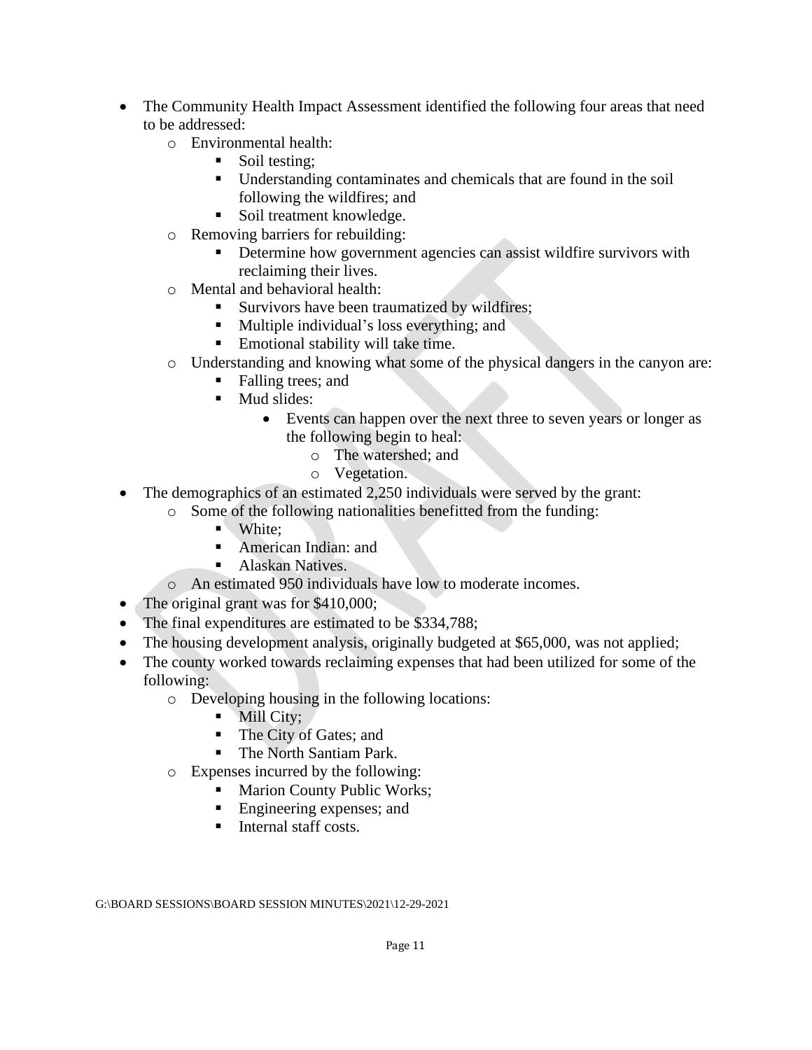- The Community Health Impact Assessment identified the following four areas that need to be addressed:
  - Environmental health:
    - Soil testing;
    - Understanding contaminates and chemicals that are found in the soil following the wildfires; and
    - Soil treatment knowledge.
  - Removing barriers for rebuilding:
    - Determine how government agencies can assist wildfire survivors with reclaiming their lives.
  - Mental and behavioral health:
    - Survivors have been traumatized by wildfires;
    - Multiple individual's loss everything; and
    - Emotional stability will take time.
  - Understanding and knowing what some of the physical dangers in the canyon are:
    - Falling trees; and
    - Mud slides:
      - Events can happen over the next three to seven years or longer as the following begin to heal:
        - The watershed; and
        - Vegetation.
- The demographics of an estimated 2,250 individuals were served by the grant:
  - Some of the following nationalities benefitted from the funding:
    - White;
    - American Indian: and
    - Alaskan Natives.
  - An estimated 950 individuals have low to moderate incomes.
- The original grant was for $410,000;
- The final expenditures are estimated to be $334,788;
- The housing development analysis, originally budgeted at $65,000, was not applied;
- The county worked towards reclaiming expenses that had been utilized for some of the following:
  - Developing housing in the following locations:
    - Mill City;
    - The City of Gates; and
    - The North Santiam Park.
  - Expenses incurred by the following:
    - Marion County Public Works;
    - Engineering expenses; and
    - Internal staff costs.

G:\BOARD SESSIONS\BOARD SESSION MINUTES\2021\12-29-2021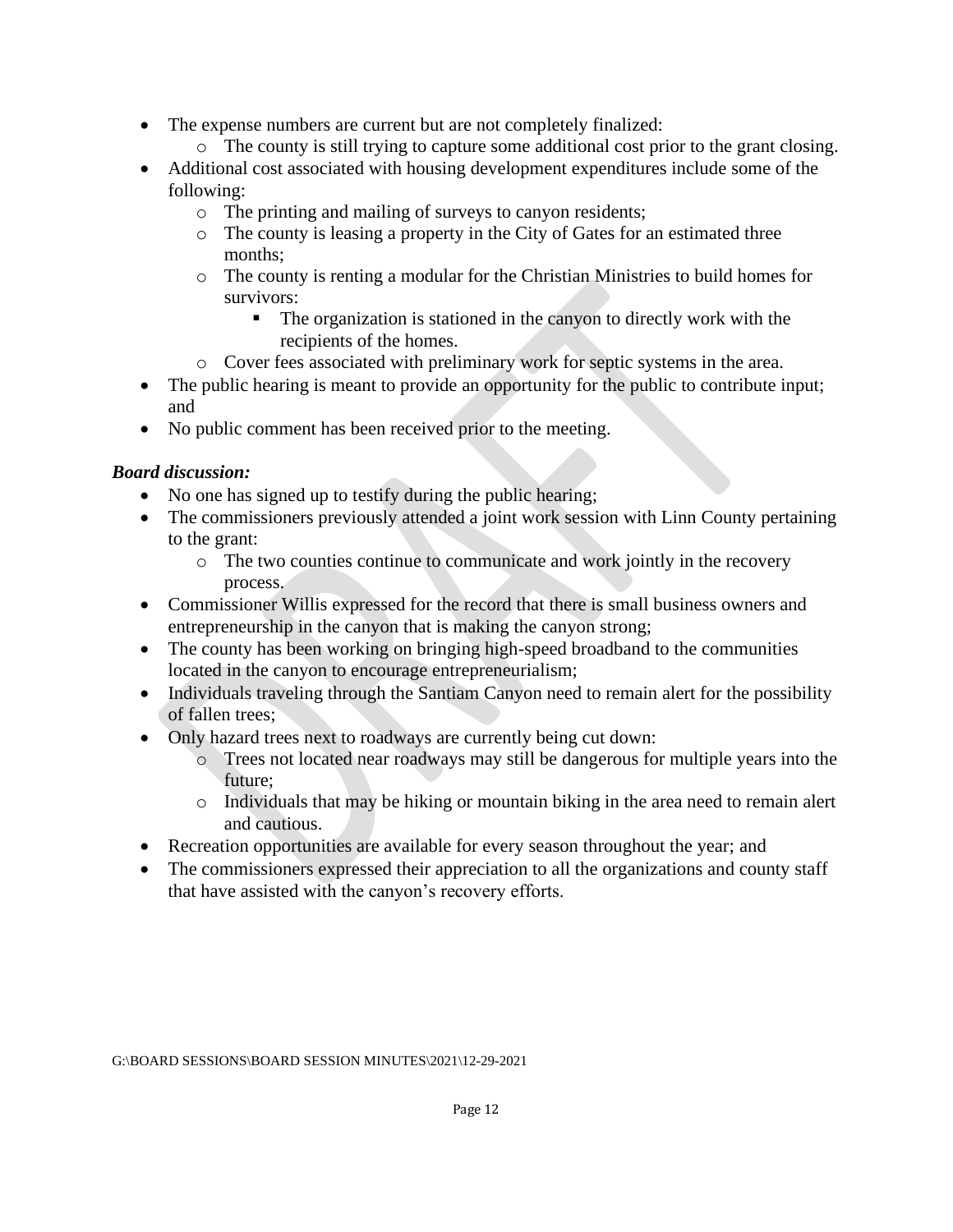- The expense numbers are current but are not completely finalized:
  - The county is still trying to capture some additional cost prior to the grant closing.
- Additional cost associated with housing development expenditures include some of the following:
  - The printing and mailing of surveys to canyon residents;
  - The county is leasing a property in the City of Gates for an estimated three months;
  - The county is renting a modular for the Christian Ministries to build homes for survivors:
    - The organization is stationed in the canyon to directly work with the recipients of the homes.
  - Cover fees associated with preliminary work for septic systems in the area.
- The public hearing is meant to provide an opportunity for the public to contribute input; and
- No public comment has been received prior to the meeting.

***Board discussion:***

- No one has signed up to testify during the public hearing;
- The commissioners previously attended a joint work session with Linn County pertaining to the grant:
  - The two counties continue to communicate and work jointly in the recovery process.
- Commissioner Willis expressed for the record that there is small business owners and entrepreneurship in the canyon that is making the canyon strong;
- The county has been working on bringing high-speed broadband to the communities located in the canyon to encourage entrepreneurialism;
- Individuals traveling through the Santiam Canyon need to remain alert for the possibility of fallen trees;
- Only hazard trees next to roadways are currently being cut down:
  - Trees not located near roadways may still be dangerous for multiple years into the future;
  - Individuals that may be hiking or mountain biking in the area need to remain alert and cautious.
- Recreation opportunities are available for every season throughout the year; and
- The commissioners expressed their appreciation to all the organizations and county staff that have assisted with the canyon's recovery efforts.

G:\BOARD SESSIONS\BOARD SESSION MINUTES\2021\12-29-2021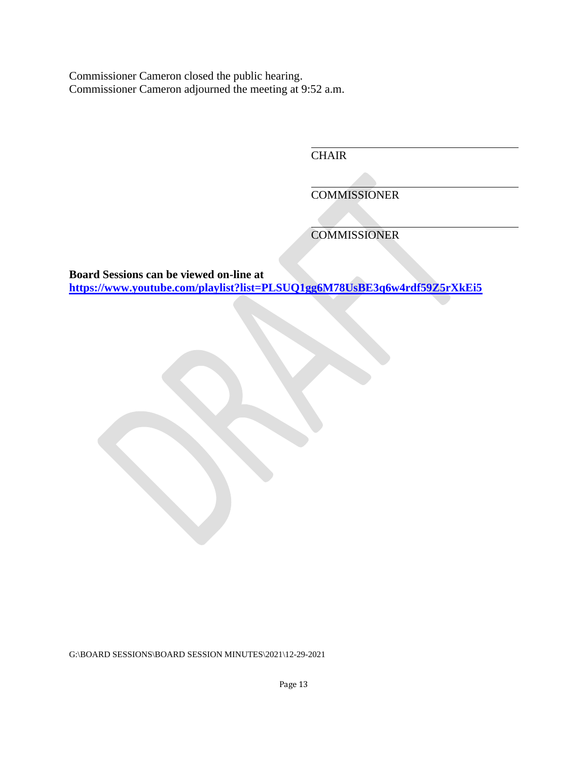Commissioner Cameron closed the public hearing.
Commissioner Cameron adjourned the meeting at 9:52 a.m.

\_\_\_\_\_\_\_\_\_\_\_\_\_\_\_\_\_\_\_\_\_\_\_\_\_\_\_\_\_\_\_\_
CHAIR

\_\_\_\_\_\_\_\_\_\_\_\_\_\_\_\_\_\_\_\_\_\_\_\_\_\_\_\_\_\_\_\_
COMMISSIONER

\_\_\_\_\_\_\_\_\_\_\_\_\_\_\_\_\_\_\_\_\_\_\_\_\_\_\_\_\_\_\_\_
COMMISSIONER

**Board Sessions can be viewed on-line at**
**https://www.youtube.com/playlist?list=PLSUQ1gg6M78UsBE3q6w4rdf59Z5rXkEi5**

G:\BOARD SESSIONS\BOARD SESSION MINUTES\2021\12-29-2021